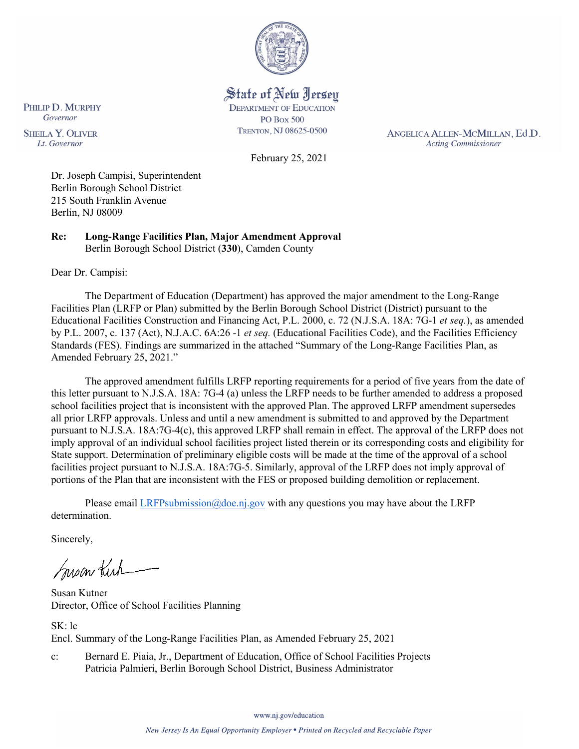State of New Jersey
DEPARTMENT OF EDUCATION
PO BOX 500
TRENTON, NJ 08625-0500

PHILIP D. MURPHY
*Governor*

SHEILA Y. OLIVER
*Lt. Governor*

ANGELICA ALLEN-MCMILLAN, Ed.D.
*Acting Commissioner*

February 25, 2021

Dr. Joseph Campisi, Superintendent
Berlin Borough School District
215 South Franklin Avenue
Berlin, NJ 08009

**Re: Long-Range Facilities Plan, Major Amendment Approval**
Berlin Borough School District (**330**), Camden County

Dear Dr. Campisi:

The Department of Education (Department) has approved the major amendment to the Long-Range Facilities Plan (LRFP or Plan) submitted by the Berlin Borough School District (District) pursuant to the Educational Facilities Construction and Financing Act, P.L. 2000, c. 72 (N.J.S.A. 18A: 7G-1 *et seq.*), as amended by P.L. 2007, c. 137 (Act), N.J.A.C. 6A:26 -1 *et seq.* (Educational Facilities Code), and the Facilities Efficiency Standards (FES). Findings are summarized in the attached "Summary of the Long-Range Facilities Plan, as Amended February 25, 2021."

The approved amendment fulfills LRFP reporting requirements for a period of five years from the date of this letter pursuant to N.J.S.A. 18A: 7G-4 (a) unless the LRFP needs to be further amended to address a proposed school facilities project that is inconsistent with the approved Plan. The approved LRFP amendment supersedes all prior LRFP approvals. Unless and until a new amendment is submitted to and approved by the Department pursuant to N.J.S.A. 18A:7G-4(c), this approved LRFP shall remain in effect. The approval of the LRFP does not imply approval of an individual school facilities project listed therein or its corresponding costs and eligibility for State support. Determination of preliminary eligible costs will be made at the time of the approval of a school facilities project pursuant to N.J.S.A. 18A:7G-5. Similarly, approval of the LRFP does not imply approval of portions of the Plan that are inconsistent with the FES or proposed building demolition or replacement.

Please email LRFPsubmission@doe.nj.gov with any questions you may have about the LRFP determination.

Sincerely,

Susan Kutner
Director, Office of School Facilities Planning

SK: lc
Encl. Summary of the Long-Range Facilities Plan, as Amended February 25, 2021

c: Bernard E. Piaia, Jr., Department of Education, Office of School Facilities Projects
Patricia Palmieri, Berlin Borough School District, Business Administrator

www.nj.gov/education

*New Jersey Is An Equal Opportunity Employer • Printed on Recycled and Recyclable Paper*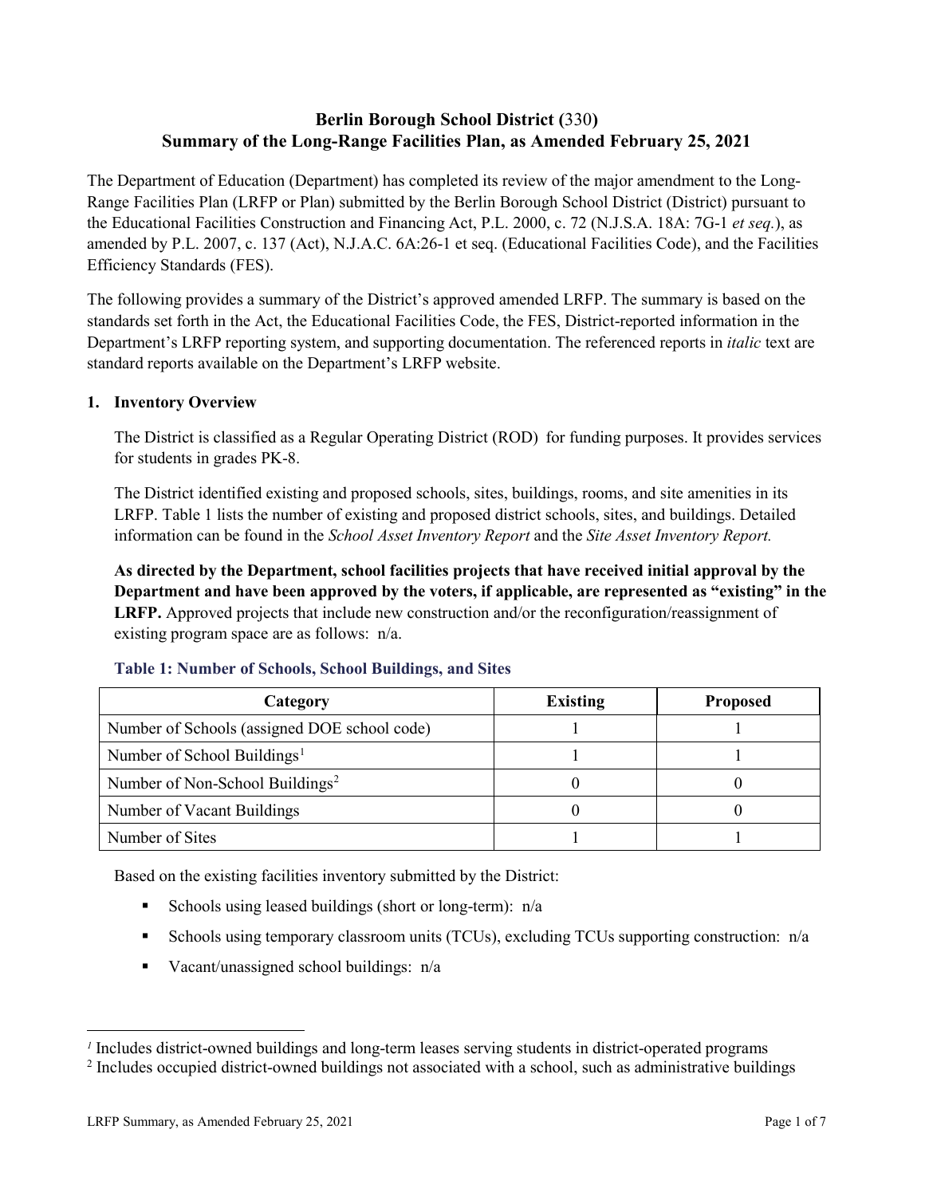# Berlin Borough School District (330)
# Summary of the Long-Range Facilities Plan, as Amended February 25, 2021

The Department of Education (Department) has completed its review of the major amendment to the Long-Range Facilities Plan (LRFP or Plan) submitted by the Berlin Borough School District (District) pursuant to the Educational Facilities Construction and Financing Act, P.L. 2000, c. 72 (N.J.S.A. 18A: 7G-1 *et seq.*), as amended by P.L. 2007, c. 137 (Act), N.J.A.C. 6A:26-1 et seq. (Educational Facilities Code), and the Facilities Efficiency Standards (FES).

The following provides a summary of the District's approved amended LRFP. The summary is based on the standards set forth in the Act, the Educational Facilities Code, the FES, District-reported information in the Department's LRFP reporting system, and supporting documentation. The referenced reports in *italic* text are standard reports available on the Department's LRFP website.

## 1. Inventory Overview

The District is classified as a Regular Operating District (ROD) for funding purposes. It provides services for students in grades PK-8.

The District identified existing and proposed schools, sites, buildings, rooms, and site amenities in its LRFP. Table 1 lists the number of existing and proposed district schools, sites, and buildings. Detailed information can be found in the *School Asset Inventory Report* and the *Site Asset Inventory Report.*

**As directed by the Department, school facilities projects that have received initial approval by the Department and have been approved by the voters, if applicable, are represented as "existing" in the LRFP.** Approved projects that include new construction and/or the reconfiguration/reassignment of existing program space are as follows: n/a.

### Table 1: Number of Schools, School Buildings, and Sites

| Category | Existing | Proposed |
|---|---|---|
| Number of Schools (assigned DOE school code) | 1 | 1 |
| Number of School Buildings[1] | 1 | 1 |
| Number of Non-School Buildings[2] | 0 | 0 |
| Number of Vacant Buildings | 0 | 0 |
| Number of Sites | 1 | 1 |

Based on the existing facilities inventory submitted by the District:

- Schools using leased buildings (short or long-term): n/a
- Schools using temporary classroom units (TCUs), excluding TCUs supporting construction: n/a
- Vacant/unassigned school buildings: n/a

[1] Includes district-owned buildings and long-term leases serving students in district-operated programs

[2] Includes occupied district-owned buildings not associated with a school, such as administrative buildings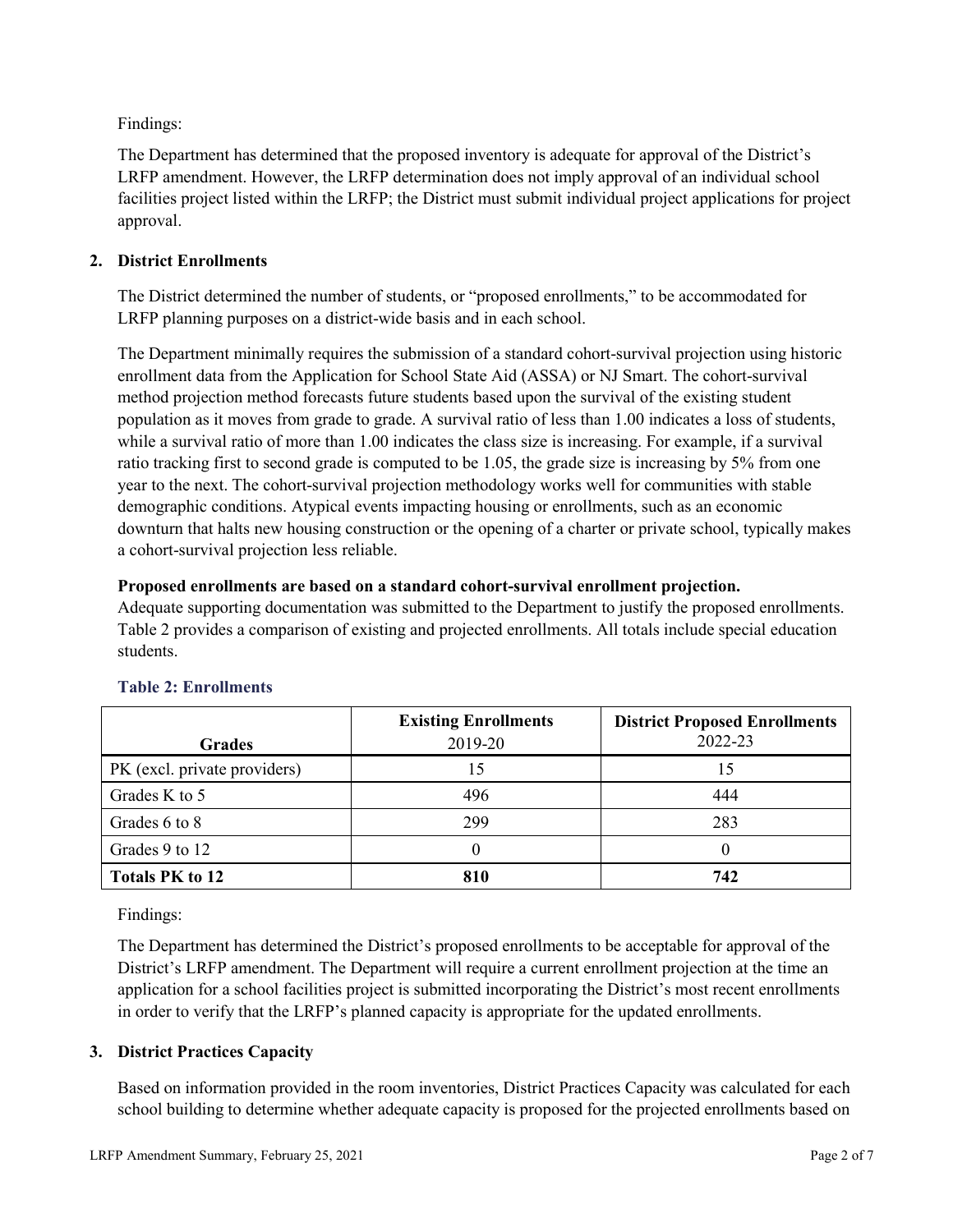Findings:

The Department has determined that the proposed inventory is adequate for approval of the District's LRFP amendment. However, the LRFP determination does not imply approval of an individual school facilities project listed within the LRFP; the District must submit individual project applications for project approval.

## 2. District Enrollments

The District determined the number of students, or "proposed enrollments," to be accommodated for LRFP planning purposes on a district-wide basis and in each school.

The Department minimally requires the submission of a standard cohort-survival projection using historic enrollment data from the Application for School State Aid (ASSA) or NJ Smart. The cohort-survival method projection method forecasts future students based upon the survival of the existing student population as it moves from grade to grade. A survival ratio of less than 1.00 indicates a loss of students, while a survival ratio of more than 1.00 indicates the class size is increasing. For example, if a survival ratio tracking first to second grade is computed to be 1.05, the grade size is increasing by 5% from one year to the next. The cohort-survival projection methodology works well for communities with stable demographic conditions. Atypical events impacting housing or enrollments, such as an economic downturn that halts new housing construction or the opening of a charter or private school, typically makes a cohort-survival projection less reliable.

**Proposed enrollments are based on a standard cohort-survival enrollment projection.**
Adequate supporting documentation was submitted to the Department to justify the proposed enrollments. Table 2 provides a comparison of existing and projected enrollments. All totals include special education students.

### Table 2: Enrollments

| Grades | Existing Enrollments 2019-20 | District Proposed Enrollments 2022-23 |
|---|---|---|
| PK (excl. private providers) | 15 | 15 |
| Grades K to 5 | 496 | 444 |
| Grades 6 to 8 | 299 | 283 |
| Grades 9 to 12 | 0 | 0 |
| **Totals PK to 12** | **810** | **742** |

Findings:

The Department has determined the District's proposed enrollments to be acceptable for approval of the District's LRFP amendment. The Department will require a current enrollment projection at the time an application for a school facilities project is submitted incorporating the District's most recent enrollments in order to verify that the LRFP's planned capacity is appropriate for the updated enrollments.

## 3. District Practices Capacity

Based on information provided in the room inventories, District Practices Capacity was calculated for each school building to determine whether adequate capacity is proposed for the projected enrollments based on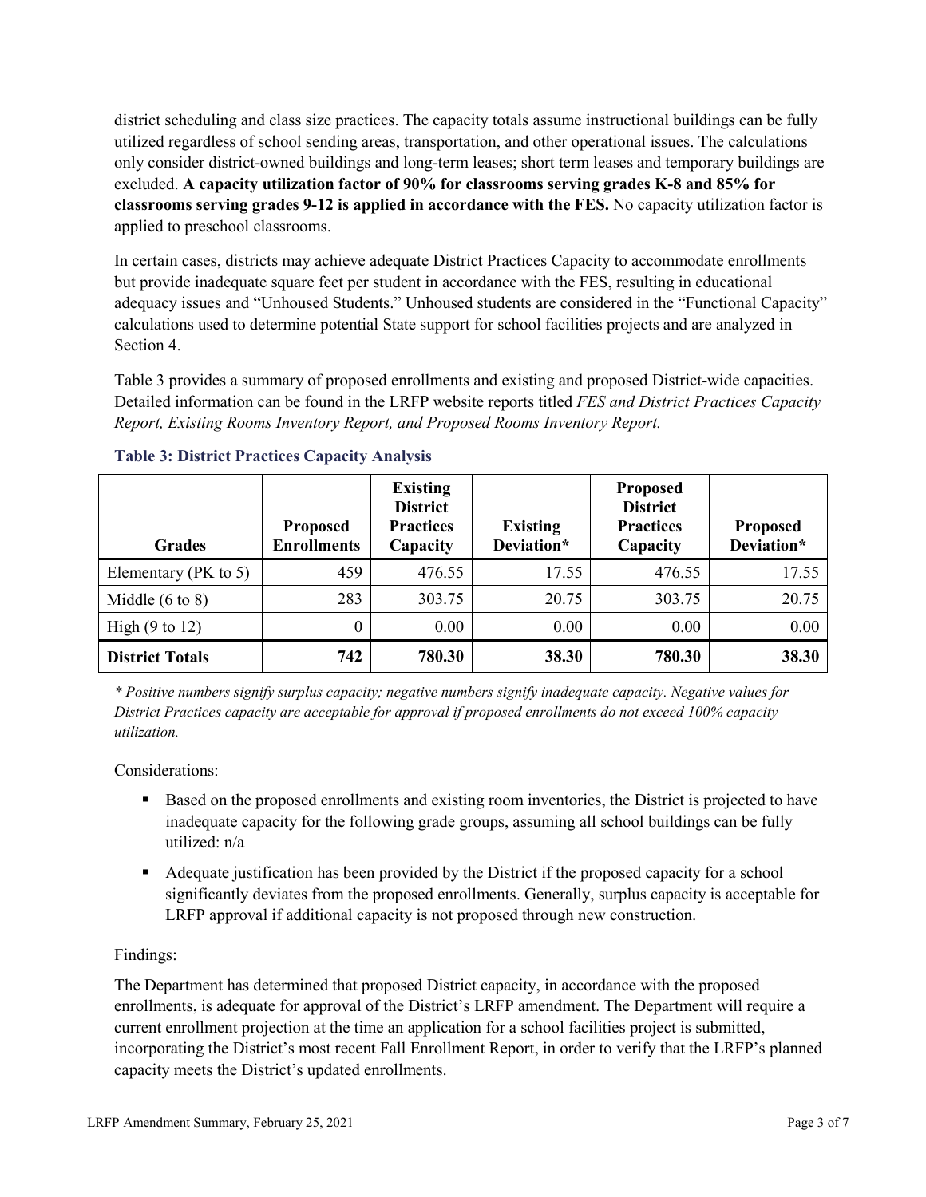district scheduling and class size practices. The capacity totals assume instructional buildings can be fully utilized regardless of school sending areas, transportation, and other operational issues. The calculations only consider district-owned buildings and long-term leases; short term leases and temporary buildings are excluded. **A capacity utilization factor of 90% for classrooms serving grades K-8 and 85% for classrooms serving grades 9-12 is applied in accordance with the FES.** No capacity utilization factor is applied to preschool classrooms.

In certain cases, districts may achieve adequate District Practices Capacity to accommodate enrollments but provide inadequate square feet per student in accordance with the FES, resulting in educational adequacy issues and "Unhoused Students." Unhoused students are considered in the "Functional Capacity" calculations used to determine potential State support for school facilities projects and are analyzed in Section 4.

Table 3 provides a summary of proposed enrollments and existing and proposed District-wide capacities. Detailed information can be found in the LRFP website reports titled *FES and District Practices Capacity Report, Existing Rooms Inventory Report, and Proposed Rooms Inventory Report.*

### Table 3: District Practices Capacity Analysis

| Grades | Proposed Enrollments | Existing District Practices Capacity | Existing Deviation* | Proposed District Practices Capacity | Proposed Deviation* |
|---|---|---|---|---|---|
| Elementary (PK to 5) | 459 | 476.55 | 17.55 | 476.55 | 17.55 |
| Middle (6 to 8) | 283 | 303.75 | 20.75 | 303.75 | 20.75 |
| High (9 to 12) | 0 | 0.00 | 0.00 | 0.00 | 0.00 |
| **District Totals** | **742** | **780.30** | **38.30** | **780.30** | **38.30** |

*\* Positive numbers signify surplus capacity; negative numbers signify inadequate capacity. Negative values for District Practices capacity are acceptable for approval if proposed enrollments do not exceed 100% capacity utilization.*

Considerations:

- Based on the proposed enrollments and existing room inventories, the District is projected to have inadequate capacity for the following grade groups, assuming all school buildings can be fully utilized: n/a
- Adequate justification has been provided by the District if the proposed capacity for a school significantly deviates from the proposed enrollments. Generally, surplus capacity is acceptable for LRFP approval if additional capacity is not proposed through new construction.

Findings:

The Department has determined that proposed District capacity, in accordance with the proposed enrollments, is adequate for approval of the District's LRFP amendment. The Department will require a current enrollment projection at the time an application for a school facilities project is submitted, incorporating the District's most recent Fall Enrollment Report, in order to verify that the LRFP's planned capacity meets the District's updated enrollments.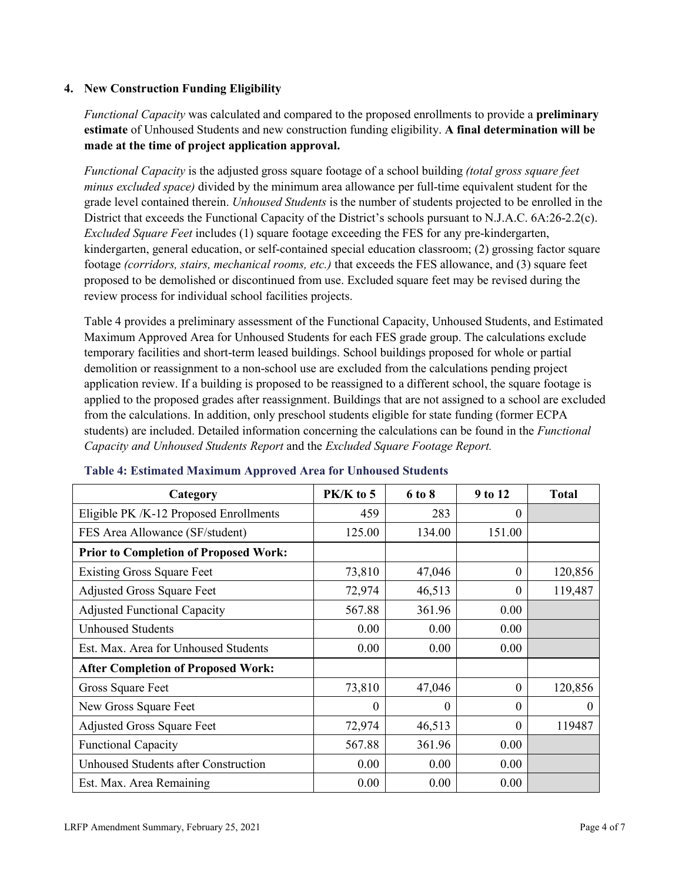### 4. New Construction Funding Eligibility

*Functional Capacity* was calculated and compared to the proposed enrollments to provide a **preliminary estimate** of Unhoused Students and new construction funding eligibility. **A final determination will be made at the time of project application approval.**

*Functional Capacity* is the adjusted gross square footage of a school building *(total gross square feet minus excluded space)* divided by the minimum area allowance per full-time equivalent student for the grade level contained therein. *Unhoused Students* is the number of students projected to be enrolled in the District that exceeds the Functional Capacity of the District's schools pursuant to N.J.A.C. 6A:26-2.2(c). *Excluded Square Feet* includes (1) square footage exceeding the FES for any pre-kindergarten, kindergarten, general education, or self-contained special education classroom; (2) grossing factor square footage *(corridors, stairs, mechanical rooms, etc.)* that exceeds the FES allowance, and (3) square feet proposed to be demolished or discontinued from use. Excluded square feet may be revised during the review process for individual school facilities projects.

Table 4 provides a preliminary assessment of the Functional Capacity, Unhoused Students, and Estimated Maximum Approved Area for Unhoused Students for each FES grade group. The calculations exclude temporary facilities and short-term leased buildings. School buildings proposed for whole or partial demolition or reassignment to a non-school use are excluded from the calculations pending project application review. If a building is proposed to be reassigned to a different school, the square footage is applied to the proposed grades after reassignment. Buildings that are not assigned to a school are excluded from the calculations. In addition, only preschool students eligible for state funding (former ECPA students) are included. Detailed information concerning the calculations can be found in the *Functional Capacity and Unhoused Students Report* and the *Excluded Square Footage Report.*

**Table 4: Estimated Maximum Approved Area for Unhoused Students**

| Category | PK/K to 5 | 6 to 8 | 9 to 12 | Total |
|---|---|---|---|---|
| Eligible PK /K-12 Proposed Enrollments | 459 | 283 | 0 | |
| FES Area Allowance (SF/student) | 125.00 | 134.00 | 151.00 | |
| **Prior to Completion of Proposed Work:** | | | | |
| Existing Gross Square Feet | 73,810 | 47,046 | 0 | 120,856 |
| Adjusted Gross Square Feet | 72,974 | 46,513 | 0 | 119,487 |
| Adjusted Functional Capacity | 567.88 | 361.96 | 0.00 | |
| Unhoused Students | 0.00 | 0.00 | 0.00 | |
| Est. Max. Area for Unhoused Students | 0.00 | 0.00 | 0.00 | |
| **After Completion of Proposed Work:** | | | | |
| Gross Square Feet | 73,810 | 47,046 | 0 | 120,856 |
| New Gross Square Feet | 0 | 0 | 0 | 0 |
| Adjusted Gross Square Feet | 72,974 | 46,513 | 0 | 119487 |
| Functional Capacity | 567.88 | 361.96 | 0.00 | |
| Unhoused Students after Construction | 0.00 | 0.00 | 0.00 | |
| Est. Max. Area Remaining | 0.00 | 0.00 | 0.00 | |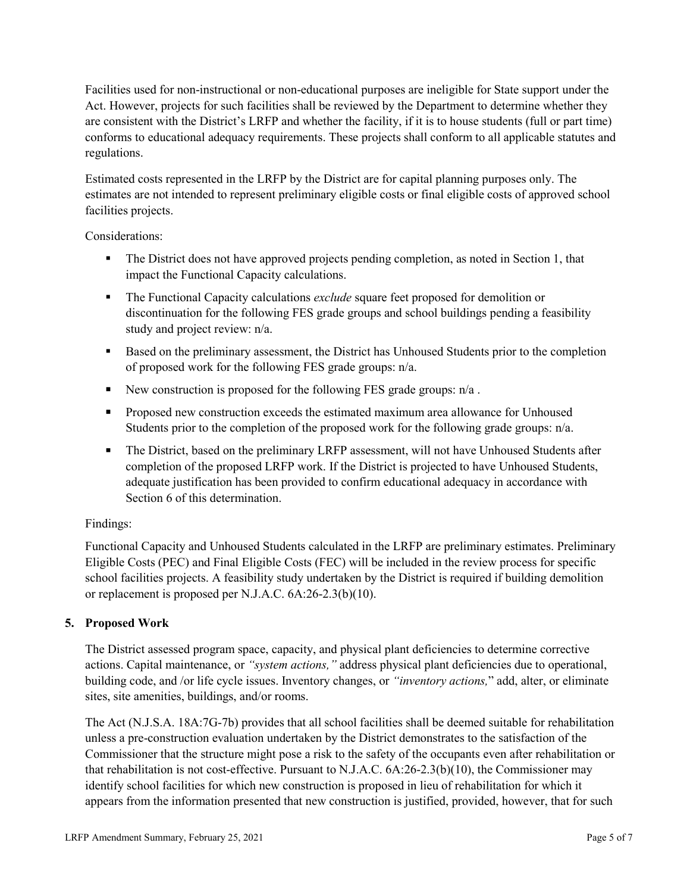Facilities used for non-instructional or non-educational purposes are ineligible for State support under the Act. However, projects for such facilities shall be reviewed by the Department to determine whether they are consistent with the District's LRFP and whether the facility, if it is to house students (full or part time) conforms to educational adequacy requirements. These projects shall conform to all applicable statutes and regulations.

Estimated costs represented in the LRFP by the District are for capital planning purposes only. The estimates are not intended to represent preliminary eligible costs or final eligible costs of approved school facilities projects.

Considerations:

- The District does not have approved projects pending completion, as noted in Section 1, that impact the Functional Capacity calculations.
- The Functional Capacity calculations *exclude* square feet proposed for demolition or discontinuation for the following FES grade groups and school buildings pending a feasibility study and project review: n/a.
- Based on the preliminary assessment, the District has Unhoused Students prior to the completion of proposed work for the following FES grade groups: n/a.
- New construction is proposed for the following FES grade groups: n/a .
- Proposed new construction exceeds the estimated maximum area allowance for Unhoused Students prior to the completion of the proposed work for the following grade groups: n/a.
- The District, based on the preliminary LRFP assessment, will not have Unhoused Students after completion of the proposed LRFP work. If the District is projected to have Unhoused Students, adequate justification has been provided to confirm educational adequacy in accordance with Section 6 of this determination.

Findings:

Functional Capacity and Unhoused Students calculated in the LRFP are preliminary estimates. Preliminary Eligible Costs (PEC) and Final Eligible Costs (FEC) will be included in the review process for specific school facilities projects. A feasibility study undertaken by the District is required if building demolition or replacement is proposed per N.J.A.C. 6A:26-2.3(b)(10).

## 5. Proposed Work

The District assessed program space, capacity, and physical plant deficiencies to determine corrective actions. Capital maintenance, or *"system actions,"* address physical plant deficiencies due to operational, building code, and /or life cycle issues. Inventory changes, or *"inventory actions,"* add, alter, or eliminate sites, site amenities, buildings, and/or rooms.

The Act (N.J.S.A. 18A:7G-7b) provides that all school facilities shall be deemed suitable for rehabilitation unless a pre-construction evaluation undertaken by the District demonstrates to the satisfaction of the Commissioner that the structure might pose a risk to the safety of the occupants even after rehabilitation or that rehabilitation is not cost-effective. Pursuant to N.J.A.C. 6A:26-2.3(b)(10), the Commissioner may identify school facilities for which new construction is proposed in lieu of rehabilitation for which it appears from the information presented that new construction is justified, provided, however, that for such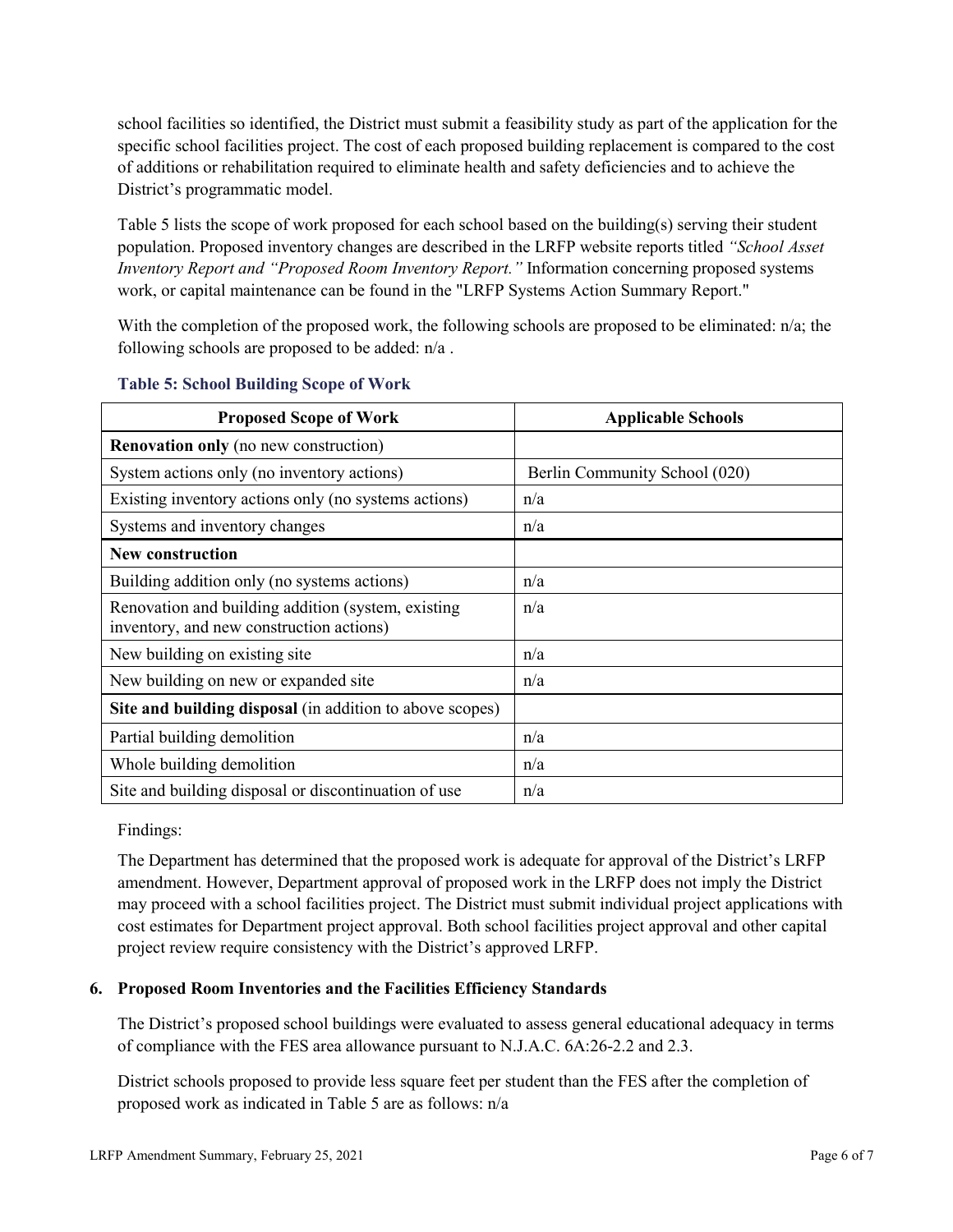school facilities so identified, the District must submit a feasibility study as part of the application for the specific school facilities project. The cost of each proposed building replacement is compared to the cost of additions or rehabilitation required to eliminate health and safety deficiencies and to achieve the District's programmatic model.

Table 5 lists the scope of work proposed for each school based on the building(s) serving their student population. Proposed inventory changes are described in the LRFP website reports titled *"School Asset Inventory Report and "Proposed Room Inventory Report."* Information concerning proposed systems work, or capital maintenance can be found in the "LRFP Systems Action Summary Report."

With the completion of the proposed work, the following schools are proposed to be eliminated: n/a; the following schools are proposed to be added: n/a .

**Table 5: School Building Scope of Work**

| Proposed Scope of Work | Applicable Schools |
|---|---|
| **Renovation only** (no new construction) | |
| System actions only (no inventory actions) | Berlin Community School (020) |
| Existing inventory actions only (no systems actions) | n/a |
| Systems and inventory changes | n/a |
| **New construction** | |
| Building addition only (no systems actions) | n/a |
| Renovation and building addition (system, existing inventory, and new construction actions) | n/a |
| New building on existing site | n/a |
| New building on new or expanded site | n/a |
| **Site and building disposal** (in addition to above scopes) | |
| Partial building demolition | n/a |
| Whole building demolition | n/a |
| Site and building disposal or discontinuation of use | n/a |

Findings:

The Department has determined that the proposed work is adequate for approval of the District's LRFP amendment. However, Department approval of proposed work in the LRFP does not imply the District may proceed with a school facilities project. The District must submit individual project applications with cost estimates for Department project approval. Both school facilities project approval and other capital project review require consistency with the District's approved LRFP.

## 6. Proposed Room Inventories and the Facilities Efficiency Standards

The District's proposed school buildings were evaluated to assess general educational adequacy in terms of compliance with the FES area allowance pursuant to N.J.A.C. 6A:26-2.2 and 2.3.

District schools proposed to provide less square feet per student than the FES after the completion of proposed work as indicated in Table 5 are as follows: n/a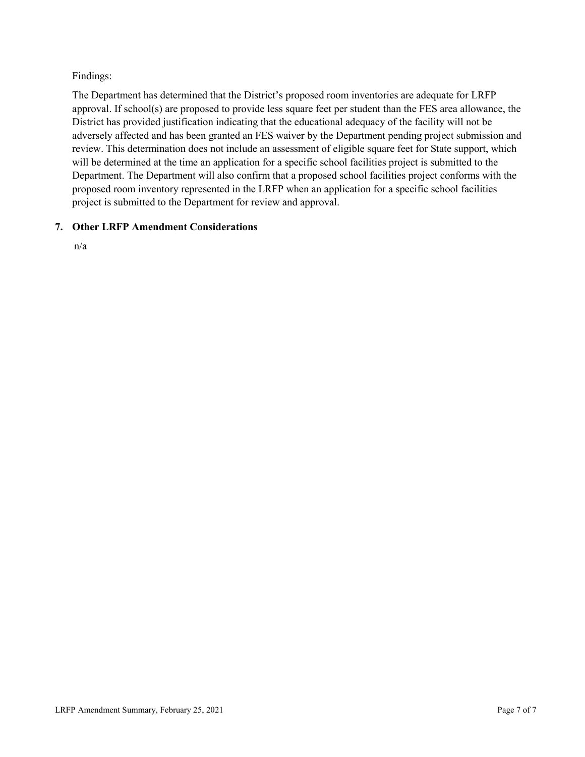Findings:

The Department has determined that the District's proposed room inventories are adequate for LRFP approval. If school(s) are proposed to provide less square feet per student than the FES area allowance, the District has provided justification indicating that the educational adequacy of the facility will not be adversely affected and has been granted an FES waiver by the Department pending project submission and review. This determination does not include an assessment of eligible square feet for State support, which will be determined at the time an application for a specific school facilities project is submitted to the Department. The Department will also confirm that a proposed school facilities project conforms with the proposed room inventory represented in the LRFP when an application for a specific school facilities project is submitted to the Department for review and approval.

## 7. Other LRFP Amendment Considerations

n/a